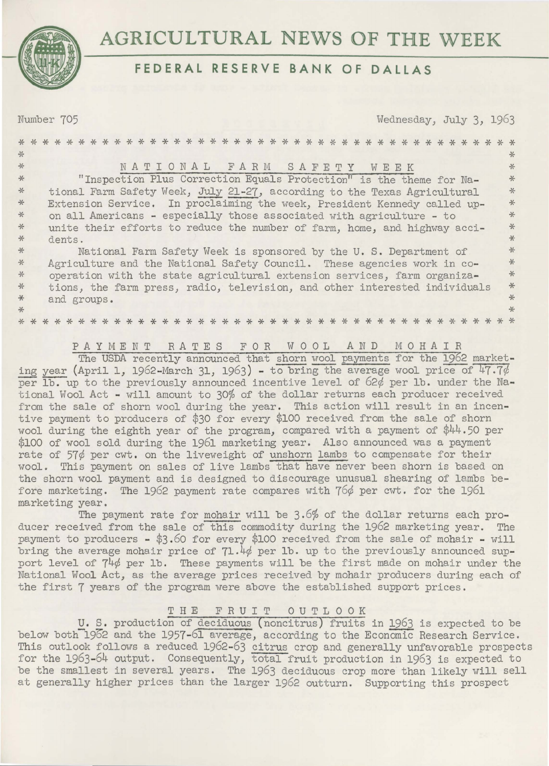# AGRICULTURAL NEWS OF THE WEEK

## FEDERAL RESERVE BANK OF DALLAS

Number 705 — Wednesday, July 3, 1963

### NATIONAL FARM SAFETY WEEK

"Inspection Plus Correction Equals Protection" is the theme for National Farm Safety Week, July 21-27, according to the Texas Agricultural Extension Service. In proclaiming the week, President Kennedy called upon all Americans - especially those associated with agriculture - to unite their efforts to reduce the number of farm, home, and highway accidents.

National Farm Safety Week is sponsored by the U. S. Department of Agriculture and the National Safety Council. These agencies work in cooperation with the state agricultural extension services, farm organizations, the farm press, radio, television, and other interested individuals and groups.

### PAYMENT RATES FOR WOOL AND MOHAIR

The USDA recently announced that shorn wool payments for the 1962 marketing year (April 1, 1962-March 31, 1963) - to bring the average wool price of 47.7¢ per lb. up to the previously announced incentive level of 62¢ per lb. under the National Wool Act - will amount to 30% of the dollar returns each producer received from the sale of shorn wool during the year. This action will result in an incentive payment to producers of $30 for every $100 received from the sale of shorn wool during the eighth year of the program, compared with a payment of $44.50 per $100 of wool sold during the 1961 marketing year. Also announced was a payment rate of 57¢ per cwt. on the liveweight of unshorn lambs to compensate for their wool. This payment on sales of live lambs that have never been shorn is based on the shorn wool payment and is designed to discourage unusual shearing of lambs before marketing. The 1962 payment rate compares with 76¢ per cwt. for the 1961 marketing year.

The payment rate for mohair will be 3.6% of the dollar returns each producer received from the sale of this commodity during the 1962 marketing year. The payment to producers - $3.60 for every $100 received from the sale of mohair - will bring the average mohair price of 71.4¢ per lb. up to the previously announced support level of 74¢ per lb. These payments will be the first made on mohair under the National Wool Act, as the average prices received by mohair producers during each of the first 7 years of the program were above the established support prices.

### THE FRUIT OUTLOOK

U. S. production of deciduous (noncitrus) fruits in 1963 is expected to be below both 1962 and the 1957-61 average, according to the Economic Research Service. This outlook follows a reduced 1962-63 citrus crop and generally unfavorable prospects for the 1963-64 output. Consequently, total fruit production in 1963 is expected to be the smallest in several years. The 1963 deciduous crop more than likely will sell at generally higher prices than the larger 1962 outturn. Supporting this prospect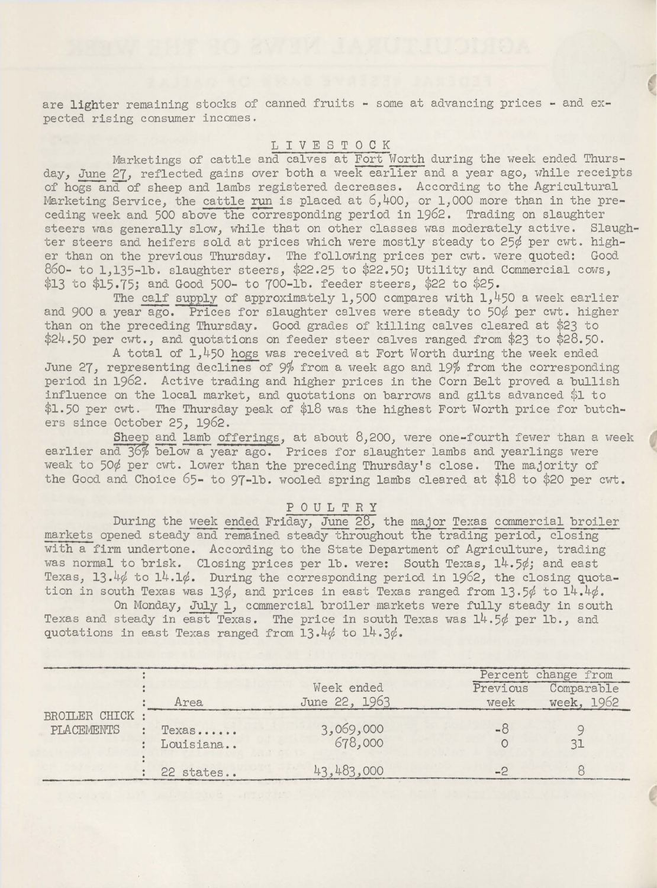are lighter remaining stocks of canned fruits - some at advancing prices - and expected rising consumer incomes.

## LIVESTOCK

Marketings of cattle and calves at Fort Worth during the week ended Thursday, June 27, reflected gains over both a week earlier and a year ago, while receipts of hogs and of sheep and lambs registered decreases. According to the Agricultural Marketing Service, the cattle run is placed at 6,400, or 1,000 more than in the preceding week and 500 above the corresponding period in 1962. Trading on slaughter steers was generally slow, while that on other classes was moderately active. Slaughter steers and heifers sold at prices which were mostly steady to 25¢ per cwt. higher than on the previous Thursday. The following prices per cwt. were quoted: Good 860- to 1,135-lb. slaughter steers, $22.25 to $22.50; Utility and Commercial cows, $13 to $15.75; and Good 500- to 700-lb. feeder steers, $22 to $25.

The calf supply of approximately 1,500 compares with 1,450 a week earlier and 900 a year ago. Prices for slaughter calves were steady to 50¢ per cwt. higher than on the preceding Thursday. Good grades of killing calves cleared at $23 to $24.50 per cwt., and quotations on feeder steer calves ranged from $23 to $28.50.

A total of 1,450 hogs was received at Fort Worth during the week ended June 27, representing declines of 9% from a week ago and 19% from the corresponding period in 1962. Active trading and higher prices in the Corn Belt proved a bullish influence on the local market, and quotations on barrows and gilts advanced $1 to $1.50 per cwt. The Thursday peak of $18 was the highest Fort Worth price for butchers since October 25, 1962.

Sheep and lamb offerings, at about 8,200, were one-fourth fewer than a week earlier and 36% below a year ago. Prices for slaughter lambs and yearlings were weak to 50¢ per cwt. lower than the preceding Thursday's close. The majority of the Good and Choice 65- to 97-lb. wooled spring lambs cleared at $18 to $20 per cwt.

## POULTRY

During the week ended Friday, June 28, the major Texas commercial broiler markets opened steady and remained steady throughout the trading period, closing with a firm undertone. According to the State Department of Agriculture, trading was normal to brisk. Closing prices per lb. were: South Texas, 14.5¢; and east Texas, 13.4¢ to 14.1¢. During the corresponding period in 1962, the closing quotation in south Texas was 13¢, and prices in east Texas ranged from 13.5¢ to 14.4¢.

On Monday, July 1, commercial broiler markets were fully steady in south Texas and steady in east Texas. The price in south Texas was 14.5¢ per lb., and quotations in east Texas ranged from 13.4¢ to 14.3¢.

| | Area | Week ended June 22, 1963 | Percent change from | |
|---|---|---|---|---|
| | | | Previous week | Comparable week, 1962 |
| BROILER CHICK PLACEMENTS | Texas...... | 3,069,000 | -8 | 9 |
| | Louisiana.. | 678,000 | 0 | 31 |
| | 22 states.. | 43,483,000 | -2 | 8 |